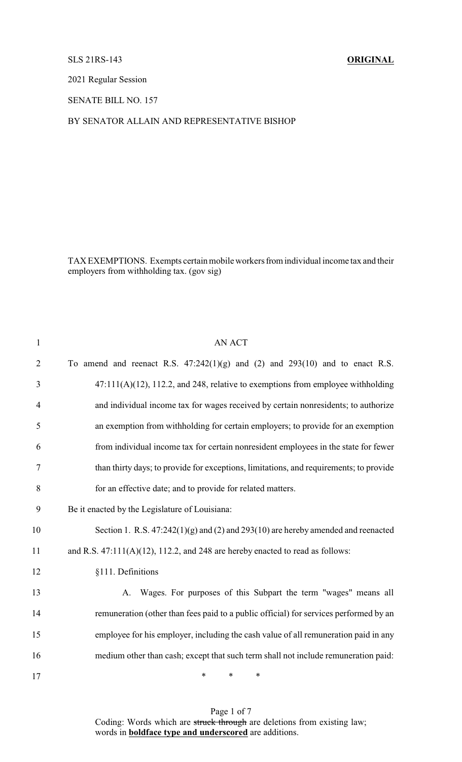SLS 21RS-143 **ORIGINAL**

2021 Regular Session

SENATE BILL NO. 157

BY SENATOR ALLAIN AND REPRESENTATIVE BISHOP

TAX EXEMPTIONS. Exempts certain mobile workers from individual income tax and their employers from withholding tax. (gov sig)

AN ACT

To amend and reenact R.S. 47:242(1)(g) and (2) and 293(10) and to enact R.S. 47:111(A)(12), 112.2, and 248, relative to exemptions from employee withholding and individual income tax for wages received by certain nonresidents; to authorize an exemption from withholding for certain employers; to provide for an exemption from individual income tax for certain nonresident employees in the state for fewer than thirty days; to provide for exceptions, limitations, and requirements; to provide for an effective date; and to provide for related matters.

Be it enacted by the Legislature of Louisiana:

Section 1. R.S. 47:242(1)(g) and (2) and 293(10) are hereby amended and reenacted and R.S. 47:111(A)(12), 112.2, and 248 are hereby enacted to read as follows:

§111. Definitions

A. Wages. For purposes of this Subpart the term "wages" means all remuneration (other than fees paid to a public official) for services performed by an employee for his employer, including the cash value of all remuneration paid in any medium other than cash; except that such term shall not include remuneration paid:

\* \* \*

Coding: Words which are ~~struck through~~ are deletions from existing law; words in **boldface type and underscored** are additions.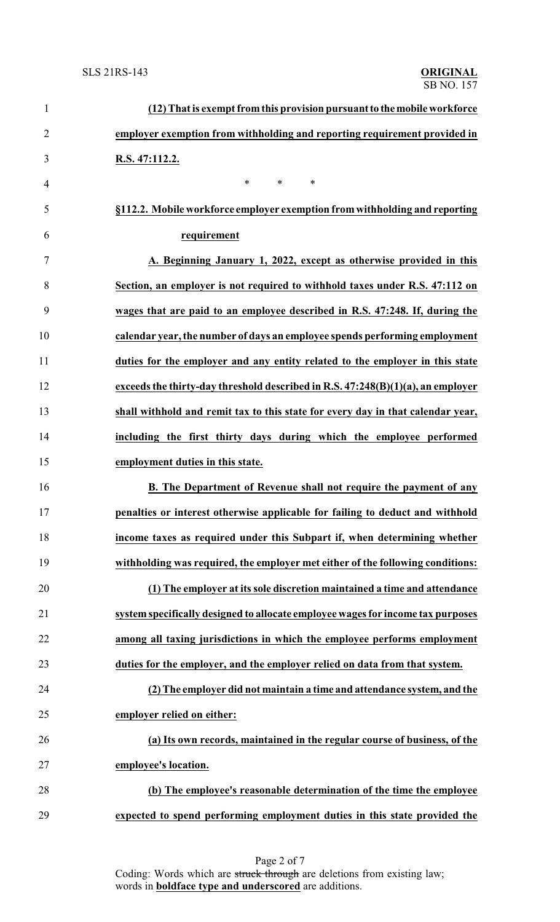**(12) That is exempt from this provision pursuant to the mobile workforce employer exemption from withholding and reporting requirement provided in R.S. 47:112.2.**

\* \* \*

**§112.2. Mobile workforce employer exemption from withholding and reporting requirement**

**A. Beginning January 1, 2022, except as otherwise provided in this Section, an employer is not required to withhold taxes under R.S. 47:112 on wages that are paid to an employee described in R.S. 47:248. If, during the calendar year, the number of days an employee spends performing employment duties for the employer and any entity related to the employer in this state exceeds the thirty-day threshold described in R.S. 47:248(B)(1)(a), an employer shall withhold and remit tax to this state for every day in that calendar year, including the first thirty days during which the employee performed employment duties in this state.**

**B. The Department of Revenue shall not require the payment of any penalties or interest otherwise applicable for failing to deduct and withhold income taxes as required under this Subpart if, when determining whether withholding was required, the employer met either of the following conditions:**

**(1) The employer at its sole discretion maintained a time and attendance system specifically designed to allocate employee wages for income tax purposes among all taxing jurisdictions in which the employee performs employment duties for the employer, and the employer relied on data from that system.**

**(2) The employer did not maintain a time and attendance system, and the employer relied on either:**

**(a) Its own records, maintained in the regular course of business, of the employee's location.**

**(b) The employee's reasonable determination of the time the employee expected to spend performing employment duties in this state provided the**

Coding: Words which are ~~struck through~~ are deletions from existing law; words in **boldface type and underscored** are additions.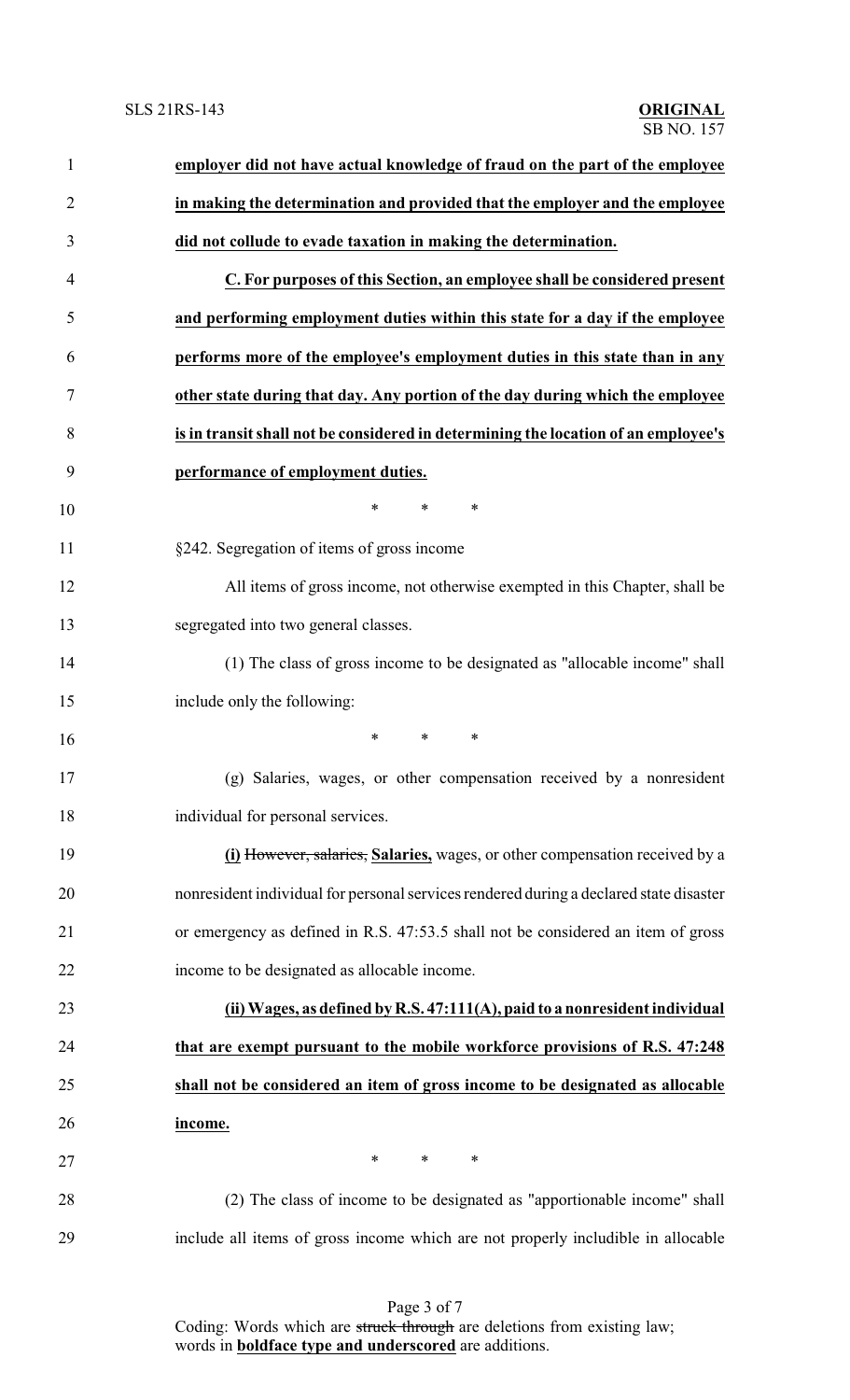**employer did not have actual knowledge of fraud on the part of the employee in making the determination and provided that the employer and the employee did not collude to evade taxation in making the determination.**

**C. For purposes of this Section, an employee shall be considered present and performing employment duties within this state for a day if the employee performs more of the employee's employment duties in this state than in any other state during that day. Any portion of the day during which the employee is in transit shall not be considered in determining the location of an employee's performance of employment duties.**

\* \* \*

§242. Segregation of items of gross income

All items of gross income, not otherwise exempted in this Chapter, shall be segregated into two general classes.

(1) The class of gross income to be designated as "allocable income" shall include only the following:

\* \* \*

(g) Salaries, wages, or other compensation received by a nonresident individual for personal services.

**(i)** ~~However, salaries,~~ **Salaries,** wages, or other compensation received by a nonresident individual for personal services rendered during a declared state disaster or emergency as defined in R.S. 47:53.5 shall not be considered an item of gross income to be designated as allocable income.

**(ii) Wages, as defined by R.S. 47:111(A), paid to a nonresident individual that are exempt pursuant to the mobile workforce provisions of R.S. 47:248 shall not be considered an item of gross income to be designated as allocable income.**

\* \* \*

(2) The class of income to be designated as "apportionable income" shall include all items of gross income which are not properly includible in allocable

Coding: Words which are ~~struck through~~ are deletions from existing law; words in **boldface type and underscored** are additions.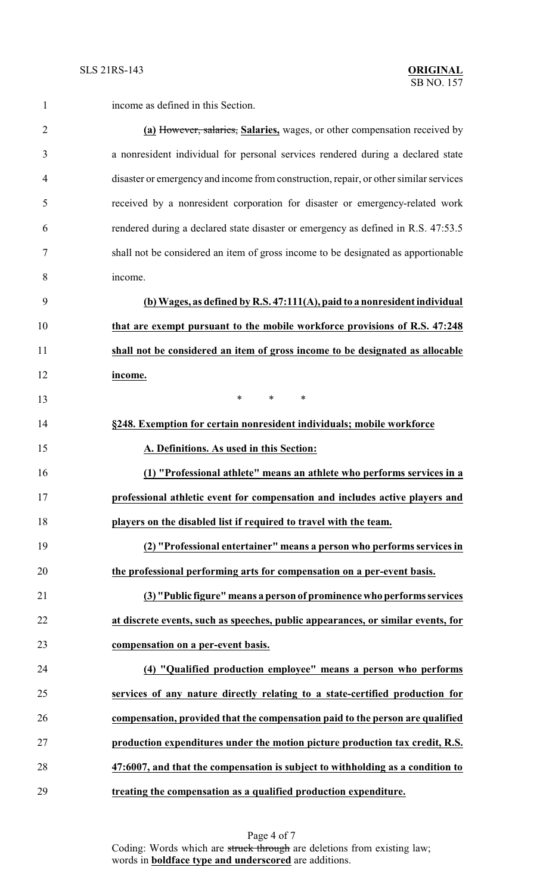income as defined in this Section.

**(a)** ~~However, salaries,~~ **Salaries,** wages, or other compensation received by a nonresident individual for personal services rendered during a declared state disaster or emergency and income from construction, repair, or other similar services received by a nonresident corporation for disaster or emergency-related work rendered during a declared state disaster or emergency as defined in R.S. 47:53.5 shall not be considered an item of gross income to be designated as apportionable income.

**(b) Wages, as defined by R.S. 47:111(A), paid to a nonresident individual that are exempt pursuant to the mobile workforce provisions of R.S. 47:248 shall not be considered an item of gross income to be designated as allocable income.**

\* \* \*

**§248. Exemption for certain nonresident individuals; mobile workforce**

**A. Definitions. As used in this Section:**

**(1) "Professional athlete" means an athlete who performs services in a professional athletic event for compensation and includes active players and players on the disabled list if required to travel with the team.**

**(2) "Professional entertainer" means a person who performs services in the professional performing arts for compensation on a per-event basis.**

**(3) "Public figure" means a person of prominence who performs services at discrete events, such as speeches, public appearances, or similar events, for compensation on a per-event basis.**

**(4) "Qualified production employee" means a person who performs services of any nature directly relating to a state-certified production for compensation, provided that the compensation paid to the person are qualified production expenditures under the motion picture production tax credit, R.S. 47:6007, and that the compensation is subject to withholding as a condition to treating the compensation as a qualified production expenditure.**

Coding: Words which are ~~struck through~~ are deletions from existing law; words in **boldface type and underscored** are additions.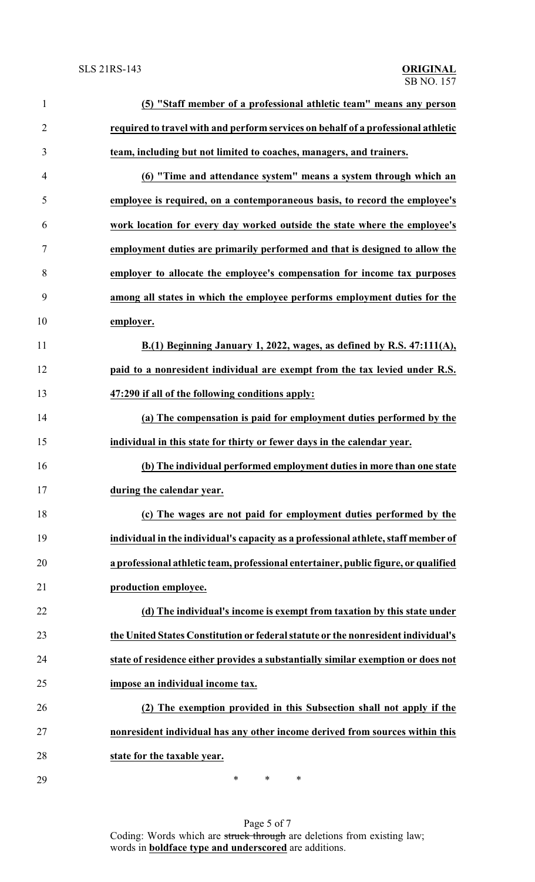**(5) "Staff member of a professional athletic team" means any person required to travel with and perform services on behalf of a professional athletic team, including but not limited to coaches, managers, and trainers.**

**(6) "Time and attendance system" means a system through which an employee is required, on a contemporaneous basis, to record the employee's work location for every day worked outside the state where the employee's employment duties are primarily performed and that is designed to allow the employer to allocate the employee's compensation for income tax purposes among all states in which the employee performs employment duties for the employer.**

**B.(1) Beginning January 1, 2022, wages, as defined by R.S. 47:111(A), paid to a nonresident individual are exempt from the tax levied under R.S. 47:290 if all of the following conditions apply:**

**(a) The compensation is paid for employment duties performed by the individual in this state for thirty or fewer days in the calendar year.**

**(b) The individual performed employment duties in more than one state during the calendar year.**

**(c) The wages are not paid for employment duties performed by the individual in the individual's capacity as a professional athlete, staff member of a professional athletic team, professional entertainer, public figure, or qualified production employee.**

**(d) The individual's income is exempt from taxation by this state under the United States Constitution or federal statute or the nonresident individual's state of residence either provides a substantially similar exemption or does not impose an individual income tax.**

**(2) The exemption provided in this Subsection shall not apply if the nonresident individual has any other income derived from sources within this state for the taxable year.**

\* \* \*

Coding: Words which are ~~struck through~~ are deletions from existing law; words in **boldface type and underscored** are additions.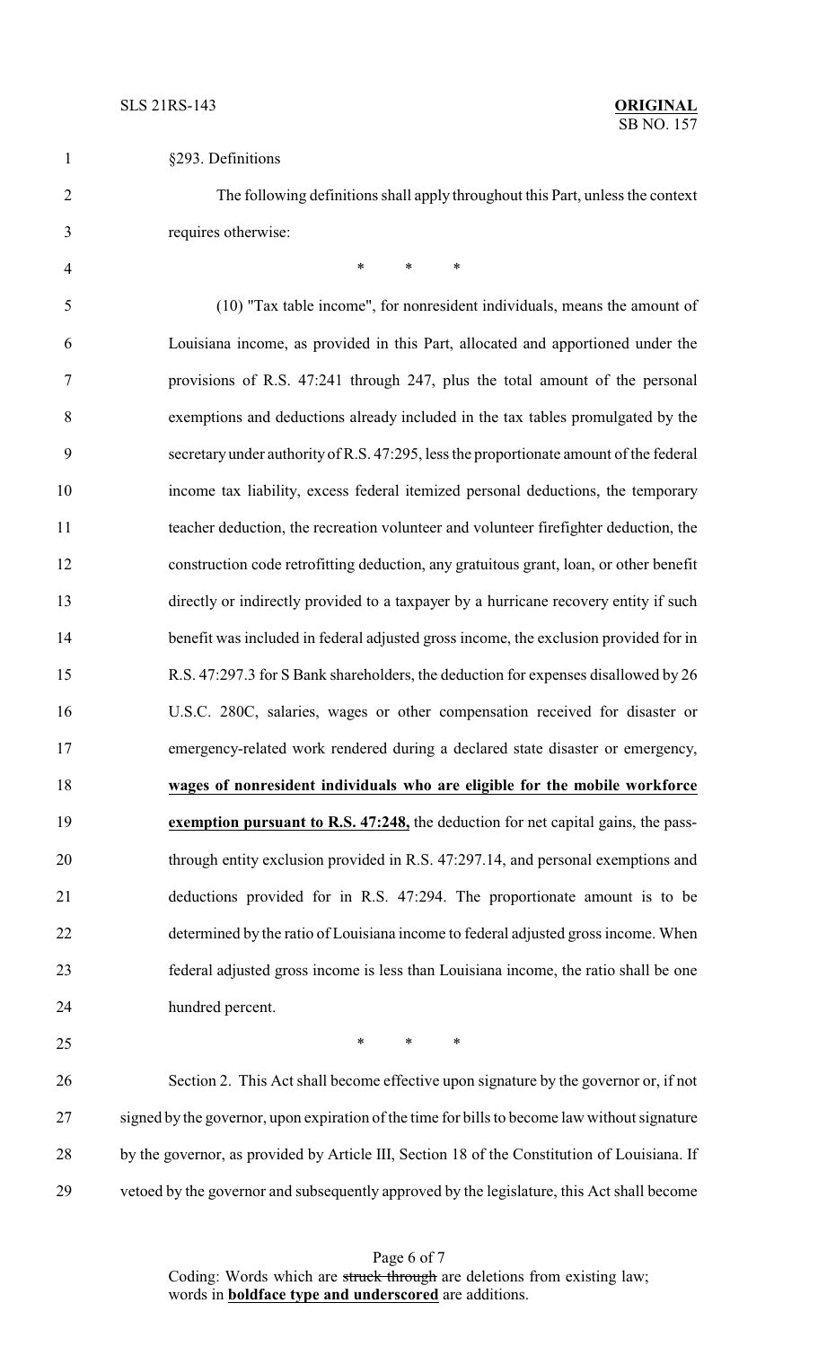§293. Definitions

The following definitions shall apply throughout this Part, unless the context requires otherwise:

\*     \*     \*

(10) "Tax table income", for nonresident individuals, means the amount of Louisiana income, as provided in this Part, allocated and apportioned under the provisions of R.S. 47:241 through 247, plus the total amount of the personal exemptions and deductions already included in the tax tables promulgated by the secretary under authority of R.S. 47:295, less the proportionate amount of the federal income tax liability, excess federal itemized personal deductions, the temporary teacher deduction, the recreation volunteer and volunteer firefighter deduction, the construction code retrofitting deduction, any gratuitous grant, loan, or other benefit directly or indirectly provided to a taxpayer by a hurricane recovery entity if such benefit was included in federal adjusted gross income, the exclusion provided for in R.S. 47:297.3 for S Bank shareholders, the deduction for expenses disallowed by 26 U.S.C. 280C, salaries, wages or other compensation received for disaster or emergency-related work rendered during a declared state disaster or emergency, **<u>wages of nonresident individuals who are eligible for the mobile workforce exemption pursuant to R.S. 47:248,</u>** the deduction for net capital gains, the pass-through entity exclusion provided in R.S. 47:297.14, and personal exemptions and deductions provided for in R.S. 47:294. The proportionate amount is to be determined by the ratio of Louisiana income to federal adjusted gross income. When federal adjusted gross income is less than Louisiana income, the ratio shall be one hundred percent.

\*     \*     \*

Section 2. This Act shall become effective upon signature by the governor or, if not signed by the governor, upon expiration of the time for bills to become law without signature by the governor, as provided by Article III, Section 18 of the Constitution of Louisiana. If vetoed by the governor and subsequently approved by the legislature, this Act shall become

Coding: Words which are ~~struck through~~ are deletions from existing law; words in **<u>boldface type and underscored</u>** are additions.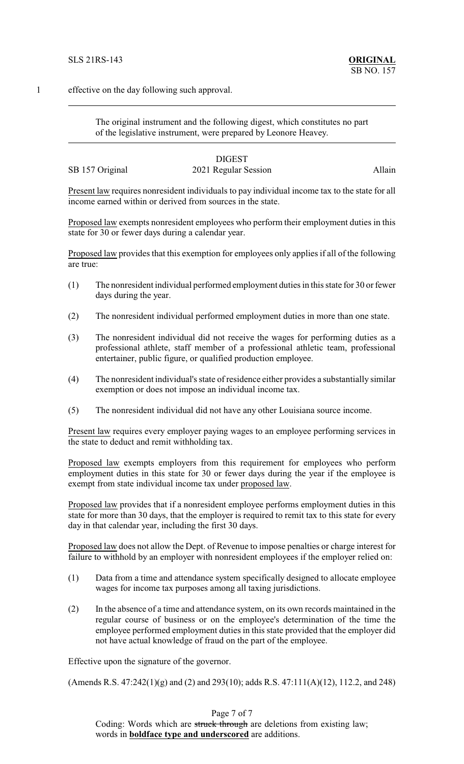1 effective on the day following such approval.

---

The original instrument and the following digest, which constitutes no part of the legislative instrument, were prepared by Leonore Heavey.

---

DIGEST

SB 157 Original — 2021 Regular Session — Allain

Present law requires nonresident individuals to pay individual income tax to the state for all income earned within or derived from sources in the state.

Proposed law exempts nonresident employees who perform their employment duties in this state for 30 or fewer days during a calendar year.

Proposed law provides that this exemption for employees only applies if all of the following are true:

(1) The nonresident individual performed employment duties in this state for 30 or fewer days during the year.

(2) The nonresident individual performed employment duties in more than one state.

(3) The nonresident individual did not receive the wages for performing duties as a professional athlete, staff member of a professional athletic team, professional entertainer, public figure, or qualified production employee.

(4) The nonresident individual's state of residence either provides a substantially similar exemption or does not impose an individual income tax.

(5) The nonresident individual did not have any other Louisiana source income.

Present law requires every employer paying wages to an employee performing services in the state to deduct and remit withholding tax.

Proposed law exempts employers from this requirement for employees who perform employment duties in this state for 30 or fewer days during the year if the employee is exempt from state individual income tax under proposed law.

Proposed law provides that if a nonresident employee performs employment duties in this state for more than 30 days, that the employer is required to remit tax to this state for every day in that calendar year, including the first 30 days.

Proposed law does not allow the Dept. of Revenue to impose penalties or charge interest for failure to withhold by an employer with nonresident employees if the employer relied on:

(1) Data from a time and attendance system specifically designed to allocate employee wages for income tax purposes among all taxing jurisdictions.

(2) In the absence of a time and attendance system, on its own records maintained in the regular course of business or on the employee's determination of the time the employee performed employment duties in this state provided that the employer did not have actual knowledge of fraud on the part of the employee.

Effective upon the signature of the governor.

(Amends R.S. 47:242(1)(g) and (2) and 293(10); adds R.S. 47:111(A)(12), 112.2, and 248)

Coding: Words which are ~~struck through~~ are deletions from existing law; words in **boldface type and underscored** are additions.